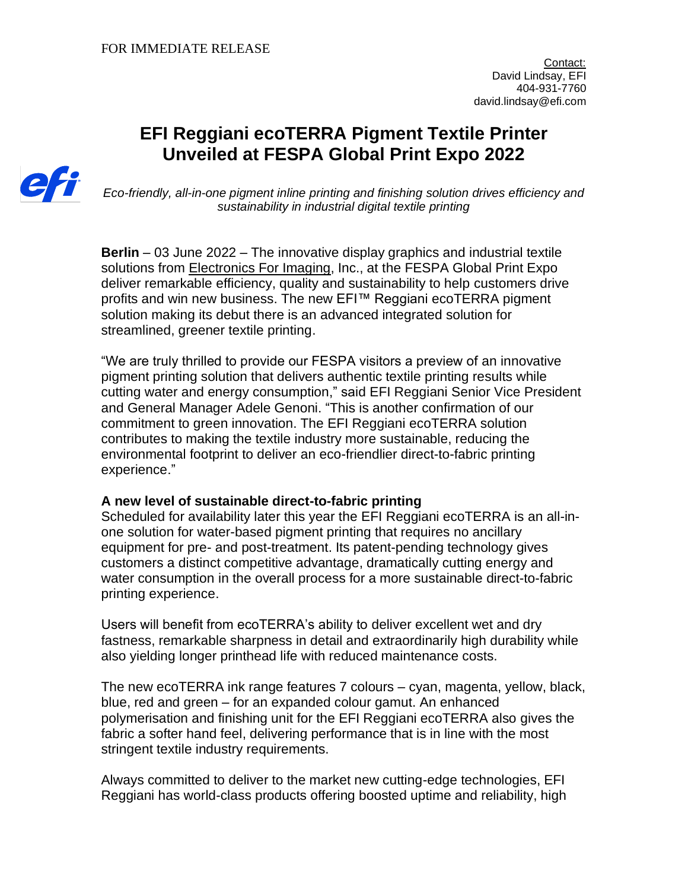FOR IMMEDIATE RELEASE

Contact:
David Lindsay, EFI
404-931-7760
david.lindsay@efi.com

# EFI Reggiani ecoTERRA Pigment Textile Printer Unveiled at FESPA Global Print Expo 2022

*Eco-friendly, all-in-one pigment inline printing and finishing solution drives efficiency and sustainability in industrial digital textile printing*

**Berlin** – 03 June 2022 – The innovative display graphics and industrial textile solutions from Electronics For Imaging, Inc., at the FESPA Global Print Expo deliver remarkable efficiency, quality and sustainability to help customers drive profits and win new business. The new EFI™ Reggiani ecoTERRA pigment solution making its debut there is an advanced integrated solution for streamlined, greener textile printing.

"We are truly thrilled to provide our FESPA visitors a preview of an innovative pigment printing solution that delivers authentic textile printing results while cutting water and energy consumption," said EFI Reggiani Senior Vice President and General Manager Adele Genoni. "This is another confirmation of our commitment to green innovation. The EFI Reggiani ecoTERRA solution contributes to making the textile industry more sustainable, reducing the environmental footprint to deliver an eco-friendlier direct-to-fabric printing experience."

**A new level of sustainable direct-to-fabric printing**

Scheduled for availability later this year the EFI Reggiani ecoTERRA is an all-in-one solution for water-based pigment printing that requires no ancillary equipment for pre- and post-treatment. Its patent-pending technology gives customers a distinct competitive advantage, dramatically cutting energy and water consumption in the overall process for a more sustainable direct-to-fabric printing experience.

Users will benefit from ecoTERRA's ability to deliver excellent wet and dry fastness, remarkable sharpness in detail and extraordinarily high durability while also yielding longer printhead life with reduced maintenance costs.

The new ecoTERRA ink range features 7 colours – cyan, magenta, yellow, black, blue, red and green – for an expanded colour gamut. An enhanced polymerisation and finishing unit for the EFI Reggiani ecoTERRA also gives the fabric a softer hand feel, delivering performance that is in line with the most stringent textile industry requirements.

Always committed to deliver to the market new cutting-edge technologies, EFI Reggiani has world-class products offering boosted uptime and reliability, high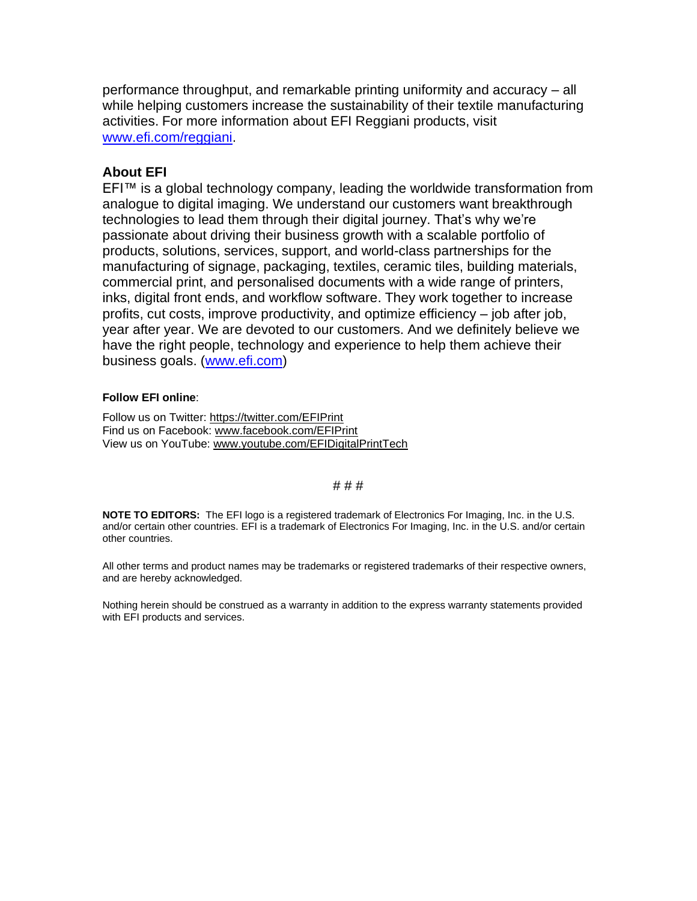performance throughput, and remarkable printing uniformity and accuracy – all while helping customers increase the sustainability of their textile manufacturing activities. For more information about EFI Reggiani products, visit [www.efi.com/reggiani](www.efi.com/reggiani).

## About EFI

EFI™ is a global technology company, leading the worldwide transformation from analogue to digital imaging. We understand our customers want breakthrough technologies to lead them through their digital journey. That's why we're passionate about driving their business growth with a scalable portfolio of products, solutions, services, support, and world-class partnerships for the manufacturing of signage, packaging, textiles, ceramic tiles, building materials, commercial print, and personalised documents with a wide range of printers, inks, digital front ends, and workflow software. They work together to increase profits, cut costs, improve productivity, and optimize efficiency – job after job, year after year. We are devoted to our customers. And we definitely believe we have the right people, technology and experience to help them achieve their business goals. ([www.efi.com](www.efi.com))

**Follow EFI online**:

Follow us on Twitter: https://twitter.com/EFIPrint
Find us on Facebook: www.facebook.com/EFIPrint
View us on YouTube: www.youtube.com/EFIDigitalPrintTech

# # #

**NOTE TO EDITORS:** The EFI logo is a registered trademark of Electronics For Imaging, Inc. in the U.S. and/or certain other countries. EFI is a trademark of Electronics For Imaging, Inc. in the U.S. and/or certain other countries.

All other terms and product names may be trademarks or registered trademarks of their respective owners, and are hereby acknowledged.

Nothing herein should be construed as a warranty in addition to the express warranty statements provided with EFI products and services.